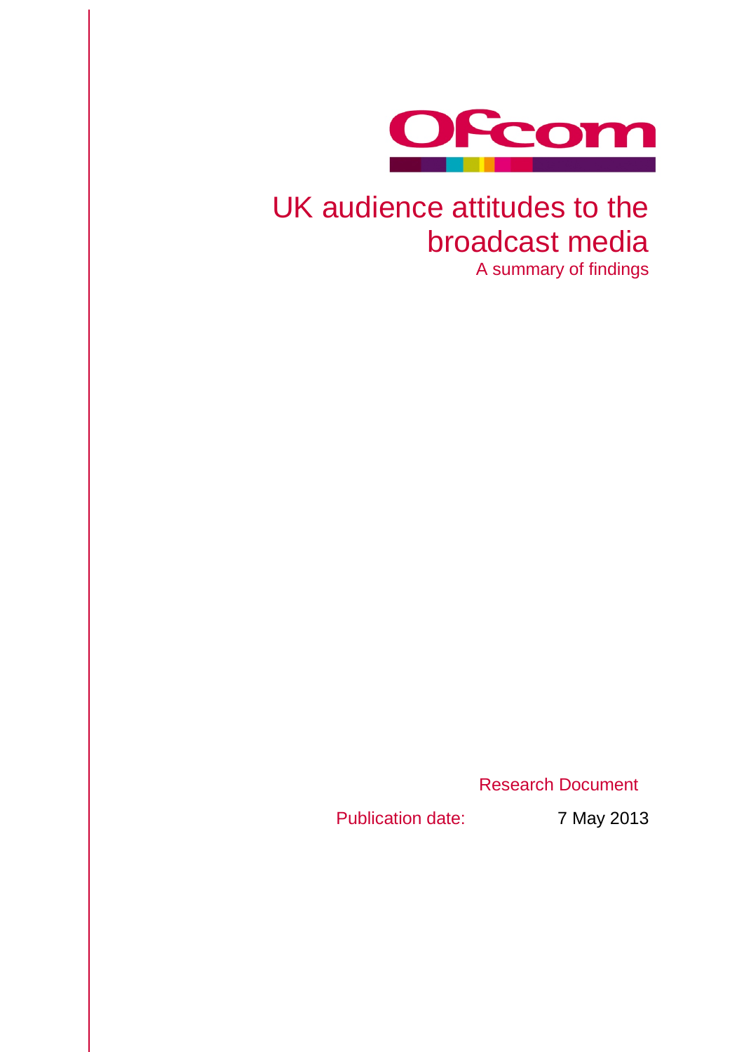Ofcom

# UK audience attitudes to the broadcast media

## A summary of findings

Research Document

Publication date: 7 May 2013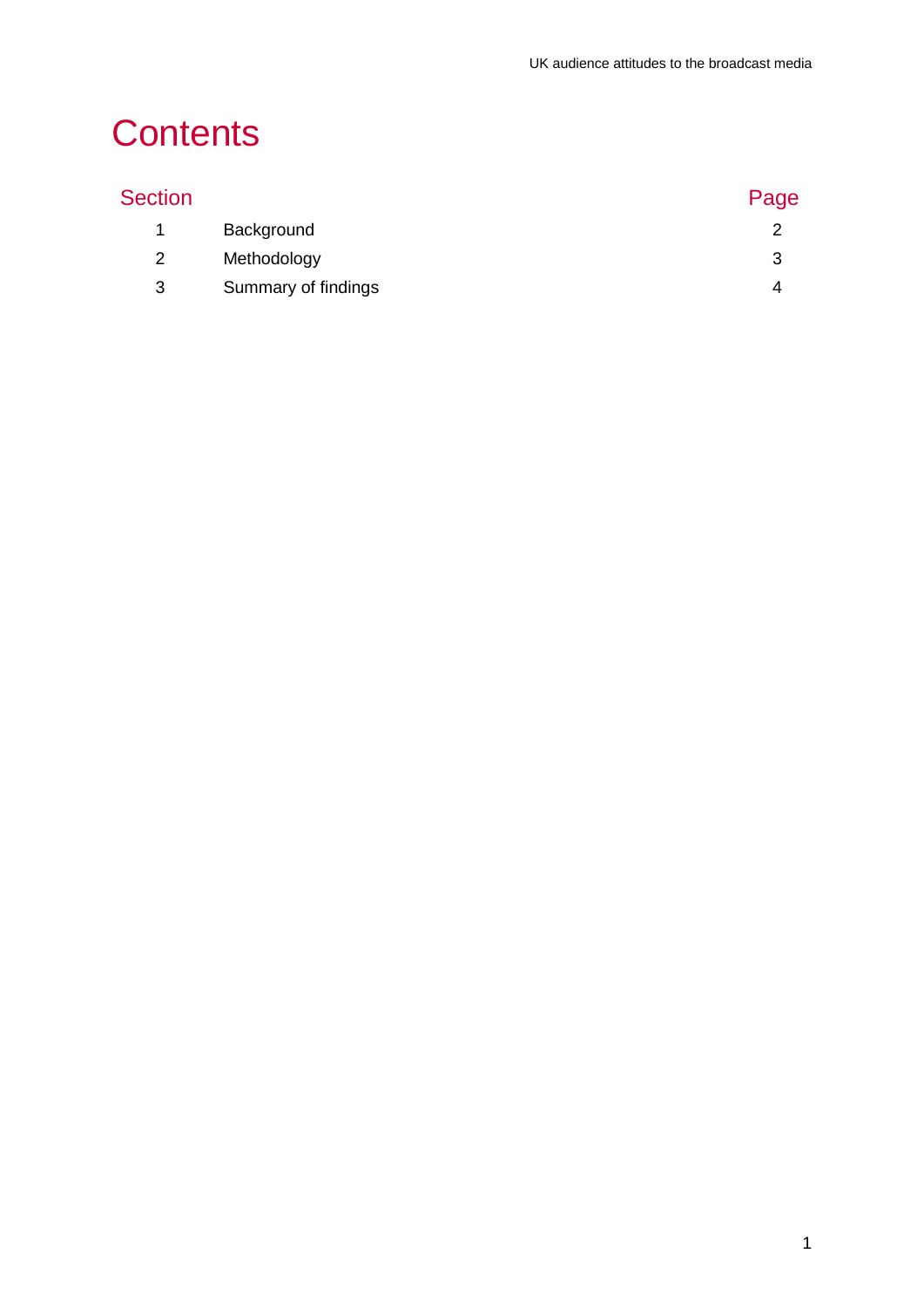# Contents

| Section | | Page |
|---|---|---|
| 1 | Background | 2 |
| 2 | Methodology | 3 |
| 3 | Summary of findings | 4 |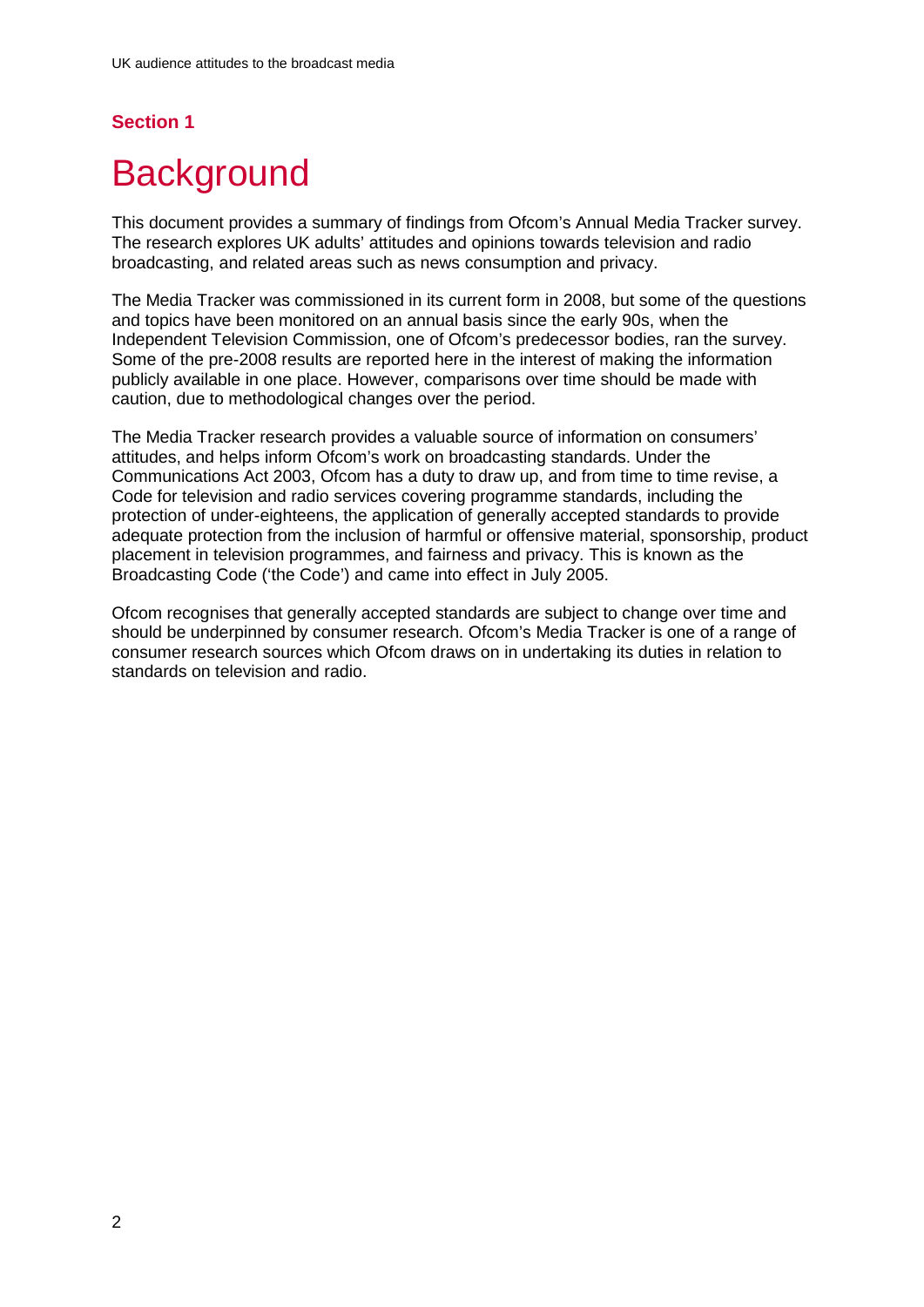## Section 1

# Background

This document provides a summary of findings from Ofcom's Annual Media Tracker survey. The research explores UK adults' attitudes and opinions towards television and radio broadcasting, and related areas such as news consumption and privacy.

The Media Tracker was commissioned in its current form in 2008, but some of the questions and topics have been monitored on an annual basis since the early 90s, when the Independent Television Commission, one of Ofcom's predecessor bodies, ran the survey. Some of the pre-2008 results are reported here in the interest of making the information publicly available in one place. However, comparisons over time should be made with caution, due to methodological changes over the period.

The Media Tracker research provides a valuable source of information on consumers' attitudes, and helps inform Ofcom's work on broadcasting standards. Under the Communications Act 2003, Ofcom has a duty to draw up, and from time to time revise, a Code for television and radio services covering programme standards, including the protection of under-eighteens, the application of generally accepted standards to provide adequate protection from the inclusion of harmful or offensive material, sponsorship, product placement in television programmes, and fairness and privacy. This is known as the Broadcasting Code ('the Code') and came into effect in July 2005.

Ofcom recognises that generally accepted standards are subject to change over time and should be underpinned by consumer research. Ofcom's Media Tracker is one of a range of consumer research sources which Ofcom draws on in undertaking its duties in relation to standards on television and radio.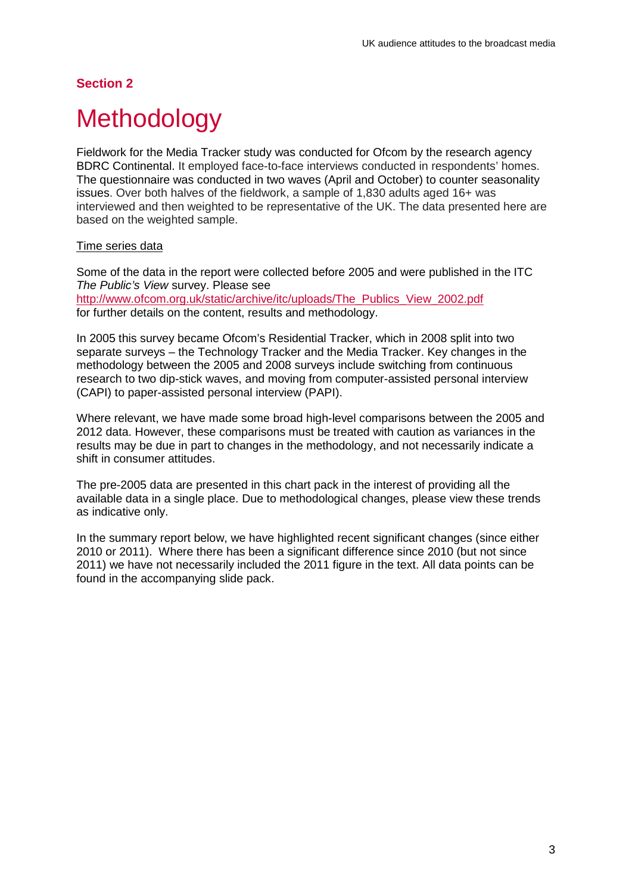**Section 2**

# Methodology

Fieldwork for the Media Tracker study was conducted for Ofcom by the research agency BDRC Continental. It employed face-to-face interviews conducted in respondents' homes. The questionnaire was conducted in two waves (April and October) to counter seasonality issues. Over both halves of the fieldwork, a sample of 1,830 adults aged 16+ was interviewed and then weighted to be representative of the UK. The data presented here are based on the weighted sample.

Time series data

Some of the data in the report were collected before 2005 and were published in the ITC *The Public's View* survey. Please see http://www.ofcom.org.uk/static/archive/itc/uploads/The_Publics_View_2002.pdf for further details on the content, results and methodology.

In 2005 this survey became Ofcom's Residential Tracker, which in 2008 split into two separate surveys – the Technology Tracker and the Media Tracker. Key changes in the methodology between the 2005 and 2008 surveys include switching from continuous research to two dip-stick waves, and moving from computer-assisted personal interview (CAPI) to paper-assisted personal interview (PAPI).

Where relevant, we have made some broad high-level comparisons between the 2005 and 2012 data. However, these comparisons must be treated with caution as variances in the results may be due in part to changes in the methodology, and not necessarily indicate a shift in consumer attitudes.

The pre-2005 data are presented in this chart pack in the interest of providing all the available data in a single place. Due to methodological changes, please view these trends as indicative only.

In the summary report below, we have highlighted recent significant changes (since either 2010 or 2011). Where there has been a significant difference since 2010 (but not since 2011) we have not necessarily included the 2011 figure in the text. All data points can be found in the accompanying slide pack.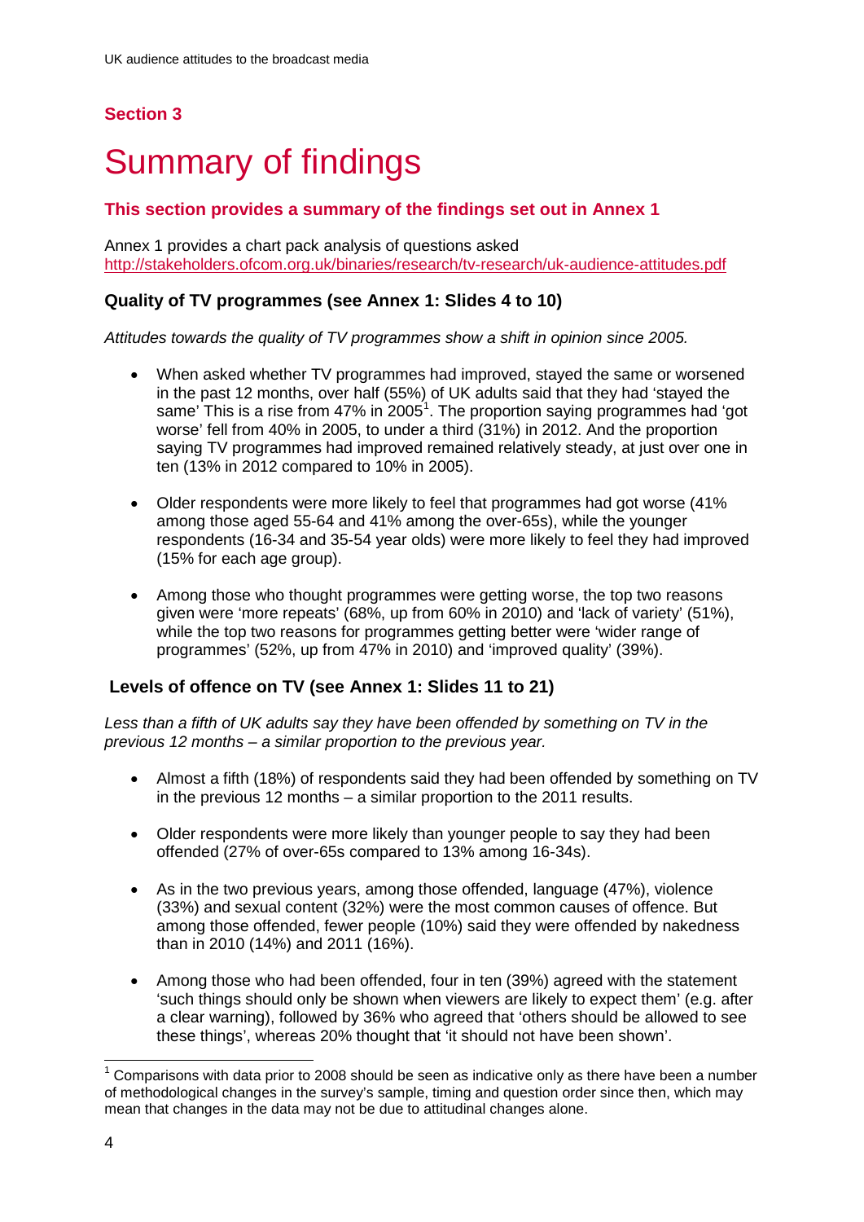## Section 3

# Summary of findings

### This section provides a summary of the findings set out in Annex 1

Annex 1 provides a chart pack analysis of questions asked http://stakeholders.ofcom.org.uk/binaries/research/tv-research/uk-audience-attitudes.pdf

### Quality of TV programmes (see Annex 1: Slides 4 to 10)

*Attitudes towards the quality of TV programmes show a shift in opinion since 2005.*

- When asked whether TV programmes had improved, stayed the same or worsened in the past 12 months, over half (55%) of UK adults said that they had 'stayed the same' This is a rise from 47% in 2005[1]. The proportion saying programmes had 'got worse' fell from 40% in 2005, to under a third (31%) in 2012. And the proportion saying TV programmes had improved remained relatively steady, at just over one in ten (13% in 2012 compared to 10% in 2005).

- Older respondents were more likely to feel that programmes had got worse (41% among those aged 55-64 and 41% among the over-65s), while the younger respondents (16-34 and 35-54 year olds) were more likely to feel they had improved (15% for each age group).

- Among those who thought programmes were getting worse, the top two reasons given were 'more repeats' (68%, up from 60% in 2010) and 'lack of variety' (51%), while the top two reasons for programmes getting better were 'wider range of programmes' (52%, up from 47% in 2010) and 'improved quality' (39%).

### Levels of offence on TV (see Annex 1: Slides 11 to 21)

*Less than a fifth of UK adults say they have been offended by something on TV in the previous 12 months – a similar proportion to the previous year.*

- Almost a fifth (18%) of respondents said they had been offended by something on TV in the previous 12 months – a similar proportion to the 2011 results.

- Older respondents were more likely than younger people to say they had been offended (27% of over-65s compared to 13% among 16-34s).

- As in the two previous years, among those offended, language (47%), violence (33%) and sexual content (32%) were the most common causes of offence. But among those offended, fewer people (10%) said they were offended by nakedness than in 2010 (14%) and 2011 (16%).

- Among those who had been offended, four in ten (39%) agreed with the statement 'such things should only be shown when viewers are likely to expect them' (e.g. after a clear warning), followed by 36% who agreed that 'others should be allowed to see these things', whereas 20% thought that 'it should not have been shown'.

---

[1] Comparisons with data prior to 2008 should be seen as indicative only as there have been a number of methodological changes in the survey's sample, timing and question order since then, which may mean that changes in the data may not be due to attitudinal changes alone.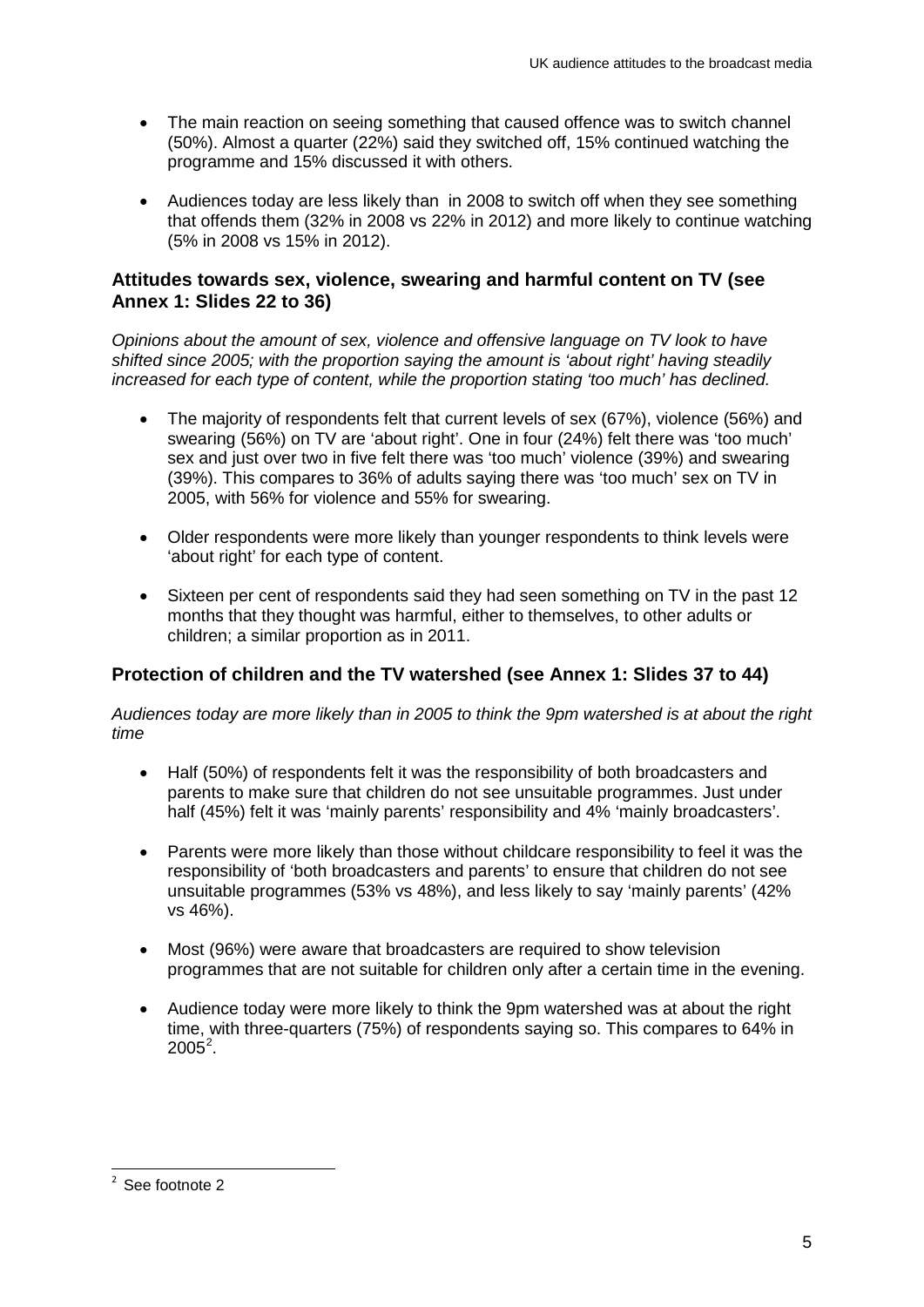- The main reaction on seeing something that caused offence was to switch channel (50%). Almost a quarter (22%) said they switched off, 15% continued watching the programme and 15% discussed it with others.
- Audiences today are less likely than in 2008 to switch off when they see something that offends them (32% in 2008 vs 22% in 2012) and more likely to continue watching (5% in 2008 vs 15% in 2012).

### Attitudes towards sex, violence, swearing and harmful content on TV (see Annex 1: Slides 22 to 36)

*Opinions about the amount of sex, violence and offensive language on TV look to have shifted since 2005; with the proportion saying the amount is 'about right' having steadily increased for each type of content, while the proportion stating 'too much' has declined.*

- The majority of respondents felt that current levels of sex (67%), violence (56%) and swearing (56%) on TV are 'about right'. One in four (24%) felt there was 'too much' sex and just over two in five felt there was 'too much' violence (39%) and swearing (39%). This compares to 36% of adults saying there was 'too much' sex on TV in 2005, with 56% for violence and 55% for swearing.
- Older respondents were more likely than younger respondents to think levels were 'about right' for each type of content.
- Sixteen per cent of respondents said they had seen something on TV in the past 12 months that they thought was harmful, either to themselves, to other adults or children; a similar proportion as in 2011.

### Protection of children and the TV watershed (see Annex 1: Slides 37 to 44)

*Audiences today are more likely than in 2005 to think the 9pm watershed is at about the right time*

- Half (50%) of respondents felt it was the responsibility of both broadcasters and parents to make sure that children do not see unsuitable programmes. Just under half (45%) felt it was 'mainly parents' responsibility and 4% 'mainly broadcasters'.
- Parents were more likely than those without childcare responsibility to feel it was the responsibility of 'both broadcasters and parents' to ensure that children do not see unsuitable programmes (53% vs 48%), and less likely to say 'mainly parents' (42% vs 46%).
- Most (96%) were aware that broadcasters are required to show television programmes that are not suitable for children only after a certain time in the evening.
- Audience today were more likely to think the 9pm watershed was at about the right time, with three-quarters (75%) of respondents saying so. This compares to 64% in 2005[2].

[2] See footnote 2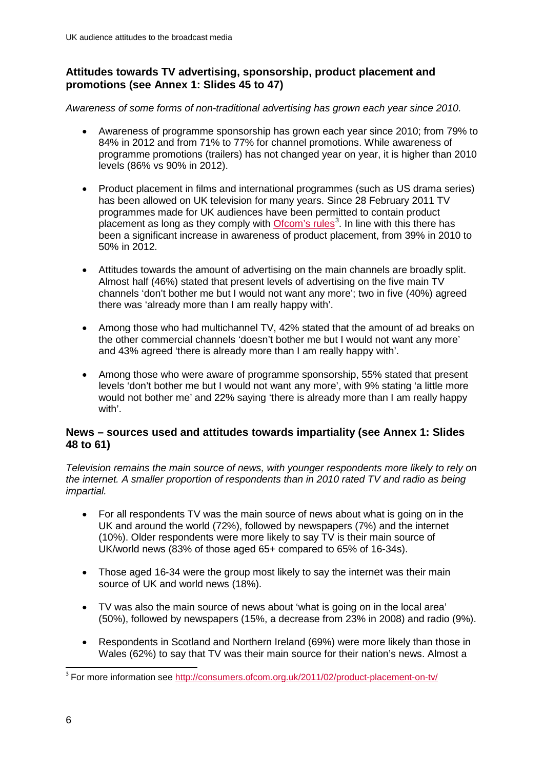## Attitudes towards TV advertising, sponsorship, product placement and promotions (see Annex 1: Slides 45 to 47)

*Awareness of some forms of non-traditional advertising has grown each year since 2010.*

- Awareness of programme sponsorship has grown each year since 2010; from 79% to 84% in 2012 and from 71% to 77% for channel promotions. While awareness of programme promotions (trailers) has not changed year on year, it is higher than 2010 levels (86% vs 90% in 2012).
- Product placement in films and international programmes (such as US drama series) has been allowed on UK television for many years. Since 28 February 2011 TV programmes made for UK audiences have been permitted to contain product placement as long as they comply with Ofcom's rules[3]. In line with this there has been a significant increase in awareness of product placement, from 39% in 2010 to 50% in 2012.
- Attitudes towards the amount of advertising on the main channels are broadly split. Almost half (46%) stated that present levels of advertising on the five main TV channels 'don't bother me but I would not want any more'; two in five (40%) agreed there was 'already more than I am really happy with'.
- Among those who had multichannel TV, 42% stated that the amount of ad breaks on the other commercial channels 'doesn't bother me but I would not want any more' and 43% agreed 'there is already more than I am really happy with'.
- Among those who were aware of programme sponsorship, 55% stated that present levels 'don't bother me but I would not want any more', with 9% stating 'a little more would not bother me' and 22% saying 'there is already more than I am really happy with'.

## News – sources used and attitudes towards impartiality (see Annex 1: Slides 48 to 61)

*Television remains the main source of news, with younger respondents more likely to rely on the internet. A smaller proportion of respondents than in 2010 rated TV and radio as being impartial.*

- For all respondents TV was the main source of news about what is going on in the UK and around the world (72%), followed by newspapers (7%) and the internet (10%). Older respondents were more likely to say TV is their main source of UK/world news (83% of those aged 65+ compared to 65% of 16-34s).
- Those aged 16-34 were the group most likely to say the internet was their main source of UK and world news (18%).
- TV was also the main source of news about 'what is going on in the local area' (50%), followed by newspapers (15%, a decrease from 23% in 2008) and radio (9%).
- Respondents in Scotland and Northern Ireland (69%) were more likely than those in Wales (62%) to say that TV was their main source for their nation's news. Almost a

[3] For more information see http://consumers.ofcom.org.uk/2011/02/product-placement-on-tv/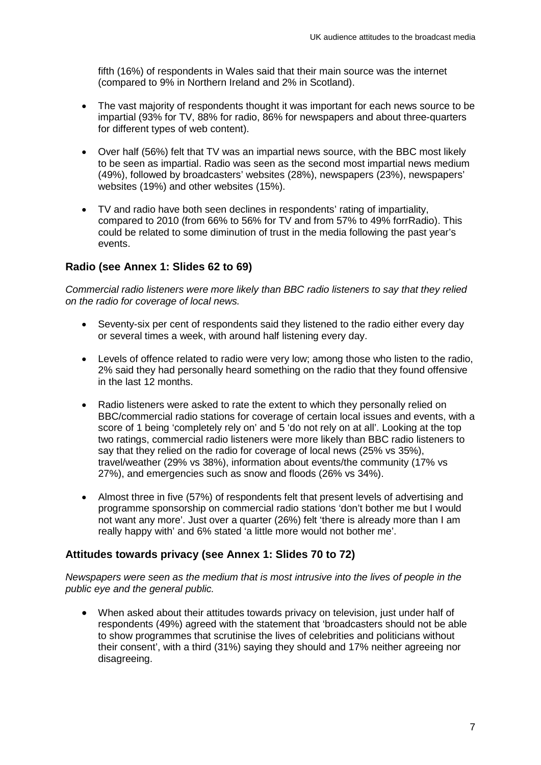fifth (16%) of respondents in Wales said that their main source was the internet (compared to 9% in Northern Ireland and 2% in Scotland).

- The vast majority of respondents thought it was important for each news source to be impartial (93% for TV, 88% for radio, 86% for newspapers and about three-quarters for different types of web content).
- Over half (56%) felt that TV was an impartial news source, with the BBC most likely to be seen as impartial. Radio was seen as the second most impartial news medium (49%), followed by broadcasters' websites (28%), newspapers (23%), newspapers' websites (19%) and other websites (15%).
- TV and radio have both seen declines in respondents' rating of impartiality, compared to 2010 (from 66% to 56% for TV and from 57% to 49% forrRadio). This could be related to some diminution of trust in the media following the past year's events.

### Radio (see Annex 1: Slides 62 to 69)

*Commercial radio listeners were more likely than BBC radio listeners to say that they relied on the radio for coverage of local news.*

- Seventy-six per cent of respondents said they listened to the radio either every day or several times a week, with around half listening every day.
- Levels of offence related to radio were very low; among those who listen to the radio, 2% said they had personally heard something on the radio that they found offensive in the last 12 months.
- Radio listeners were asked to rate the extent to which they personally relied on BBC/commercial radio stations for coverage of certain local issues and events, with a score of 1 being 'completely rely on' and 5 'do not rely on at all'. Looking at the top two ratings, commercial radio listeners were more likely than BBC radio listeners to say that they relied on the radio for coverage of local news (25% vs 35%), travel/weather (29% vs 38%), information about events/the community (17% vs 27%), and emergencies such as snow and floods (26% vs 34%).
- Almost three in five (57%) of respondents felt that present levels of advertising and programme sponsorship on commercial radio stations 'don't bother me but I would not want any more'. Just over a quarter (26%) felt 'there is already more than I am really happy with' and 6% stated 'a little more would not bother me'.

### Attitudes towards privacy (see Annex 1: Slides 70 to 72)

*Newspapers were seen as the medium that is most intrusive into the lives of people in the public eye and the general public.*

- When asked about their attitudes towards privacy on television, just under half of respondents (49%) agreed with the statement that 'broadcasters should not be able to show programmes that scrutinise the lives of celebrities and politicians without their consent', with a third (31%) saying they should and 17% neither agreeing nor disagreeing.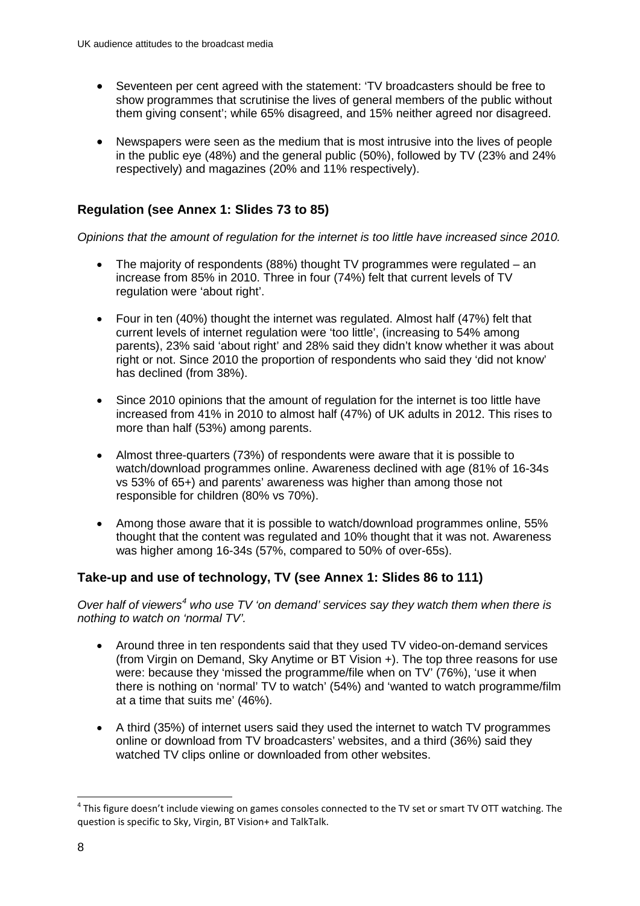- Seventeen per cent agreed with the statement: 'TV broadcasters should be free to show programmes that scrutinise the lives of general members of the public without them giving consent'; while 65% disagreed, and 15% neither agreed nor disagreed.

- Newspapers were seen as the medium that is most intrusive into the lives of people in the public eye (48%) and the general public (50%), followed by TV (23% and 24% respectively) and magazines (20% and 11% respectively).

## Regulation (see Annex 1: Slides 73 to 85)

*Opinions that the amount of regulation for the internet is too little have increased since 2010.*

- The majority of respondents (88%) thought TV programmes were regulated – an increase from 85% in 2010. Three in four (74%) felt that current levels of TV regulation were 'about right'.

- Four in ten (40%) thought the internet was regulated. Almost half (47%) felt that current levels of internet regulation were 'too little', (increasing to 54% among parents), 23% said 'about right' and 28% said they didn't know whether it was about right or not. Since 2010 the proportion of respondents who said they 'did not know' has declined (from 38%).

- Since 2010 opinions that the amount of regulation for the internet is too little have increased from 41% in 2010 to almost half (47%) of UK adults in 2012. This rises to more than half (53%) among parents.

- Almost three-quarters (73%) of respondents were aware that it is possible to watch/download programmes online. Awareness declined with age (81% of 16-34s vs 53% of 65+) and parents' awareness was higher than among those not responsible for children (80% vs 70%).

- Among those aware that it is possible to watch/download programmes online, 55% thought that the content was regulated and 10% thought that it was not. Awareness was higher among 16-34s (57%, compared to 50% of over-65s).

## Take-up and use of technology, TV (see Annex 1: Slides 86 to 111)

*Over half of viewers[4] who use TV 'on demand' services say they watch them when there is nothing to watch on 'normal TV'.*

- Around three in ten respondents said that they used TV video-on-demand services (from Virgin on Demand, Sky Anytime or BT Vision +). The top three reasons for use were: because they 'missed the programme/file when on TV' (76%), 'use it when there is nothing on 'normal' TV to watch' (54%) and 'wanted to watch programme/film at a time that suits me' (46%).

- A third (35%) of internet users said they used the internet to watch TV programmes online or download from TV broadcasters' websites, and a third (36%) said they watched TV clips online or downloaded from other websites.

[4] This figure doesn't include viewing on games consoles connected to the TV set or smart TV OTT watching. The question is specific to Sky, Virgin, BT Vision+ and TalkTalk.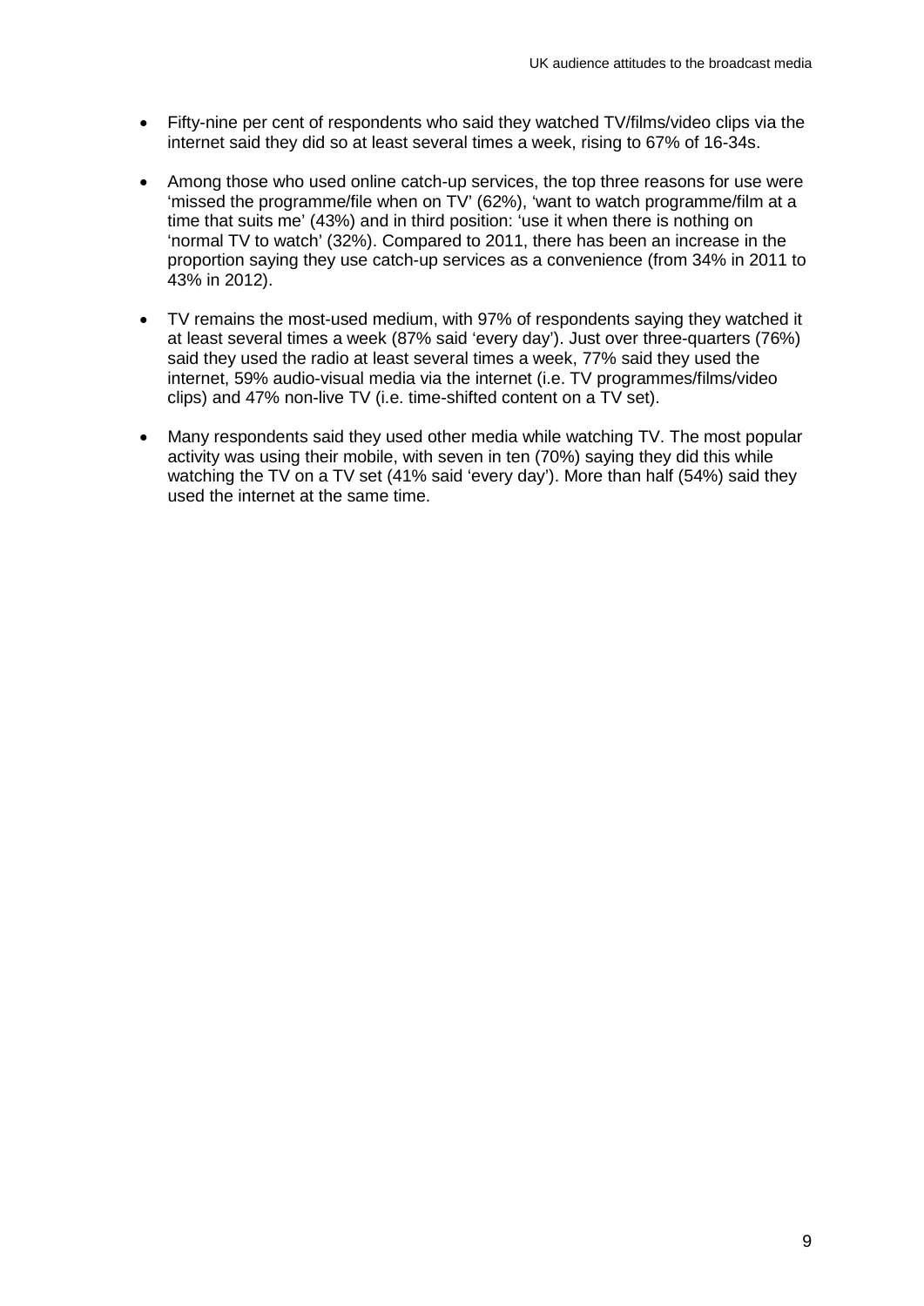- Fifty-nine per cent of respondents who said they watched TV/films/video clips via the internet said they did so at least several times a week, rising to 67% of 16-34s.

- Among those who used online catch-up services, the top three reasons for use were 'missed the programme/file when on TV' (62%), 'want to watch programme/film at a time that suits me' (43%) and in third position: 'use it when there is nothing on 'normal TV to watch' (32%). Compared to 2011, there has been an increase in the proportion saying they use catch-up services as a convenience (from 34% in 2011 to 43% in 2012).

- TV remains the most-used medium, with 97% of respondents saying they watched it at least several times a week (87% said 'every day'). Just over three-quarters (76%) said they used the radio at least several times a week, 77% said they used the internet, 59% audio-visual media via the internet (i.e. TV programmes/films/video clips) and 47% non-live TV (i.e. time-shifted content on a TV set).

- Many respondents said they used other media while watching TV. The most popular activity was using their mobile, with seven in ten (70%) saying they did this while watching the TV on a TV set (41% said 'every day'). More than half (54%) said they used the internet at the same time.